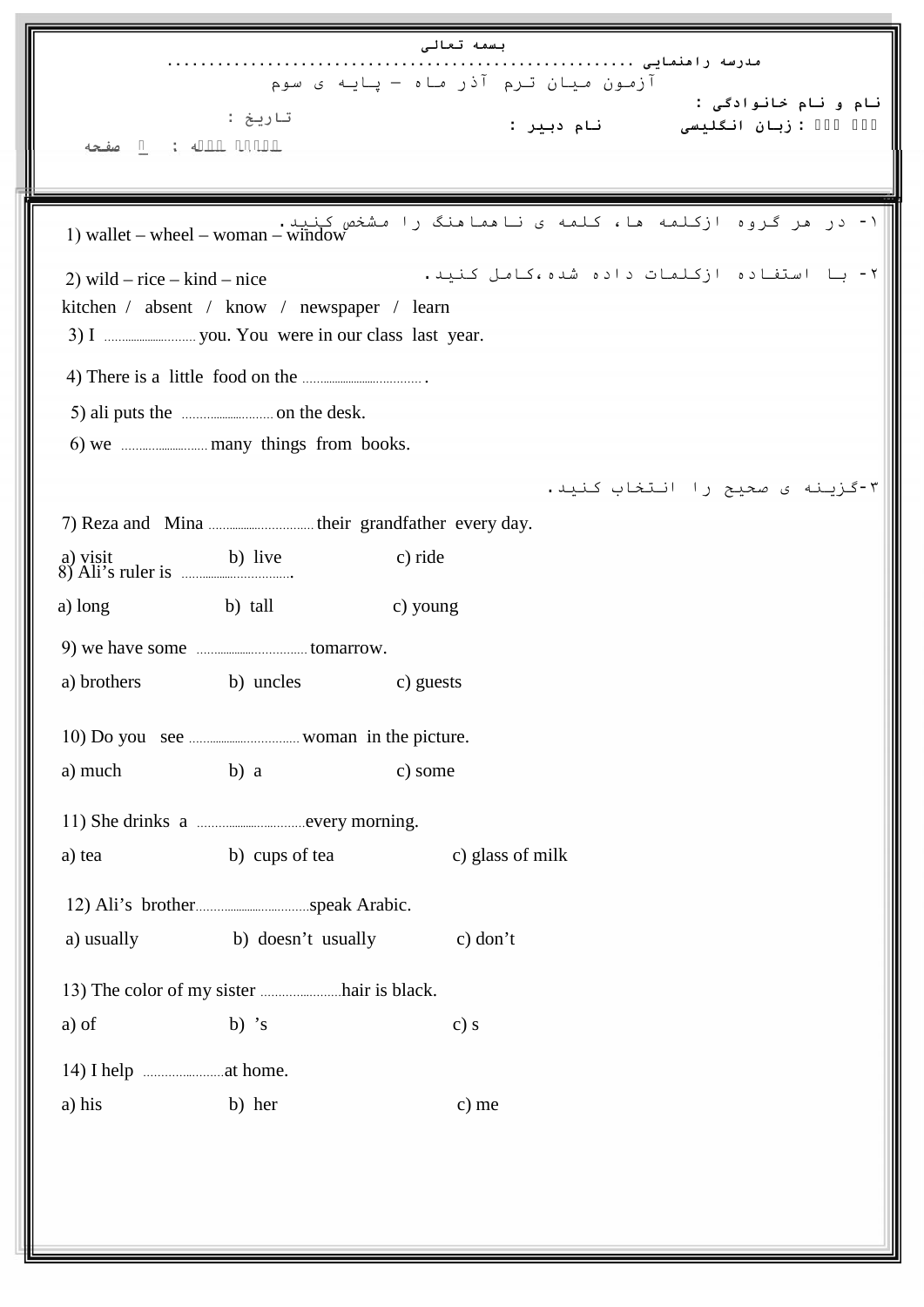بسمه تعالی

مدرسه راهنمایی ........................................................

آزمون میان ترم آذر ماه – پایه ی سوم

نام و نام خانوادگی :

تاریخ :

نام درس : زبان انگلیسی          نام دبیر :

۱- در هر گروه ازکلمه ها، کلمه ی ناهماهنگ را مشخص کنید.

1) wallet – wheel – woman – window

2) wild – rice – kind – nice

۲- با استفاده ازکلمات داده شده،کامل کنید.

kitchen / absent / know / newspaper / learn

3) I .............................. you. You were in our class last year.

4) There is a little food on the ...................................... .

5) ali puts the ........................... on the desk.

6) we ........................... many things from books.

۳-گزینه ی صحیح را انتخاب کنید.

7) Reza and Mina ................................ their grandfather every day.

a) visit b) live c) ride

8) Ali's ruler is ................................. .

a) long b) tall c) young

9) we have some .................................. tomarrow.

a) brothers b) uncles c) guests

10) Do you see .................................. woman in the picture.

a) much b) a c) some

11) She drinks a .................................every morning.

a) tea b) cups of tea c) glass of milk

12) Ali's brother..................................speak Arabic.

a) usually b) doesn't usually c) don't

13) The color of my sister ........................hair is black.

a) of b) 's c) s

14) I help ........................at home.

a) his b) her c) me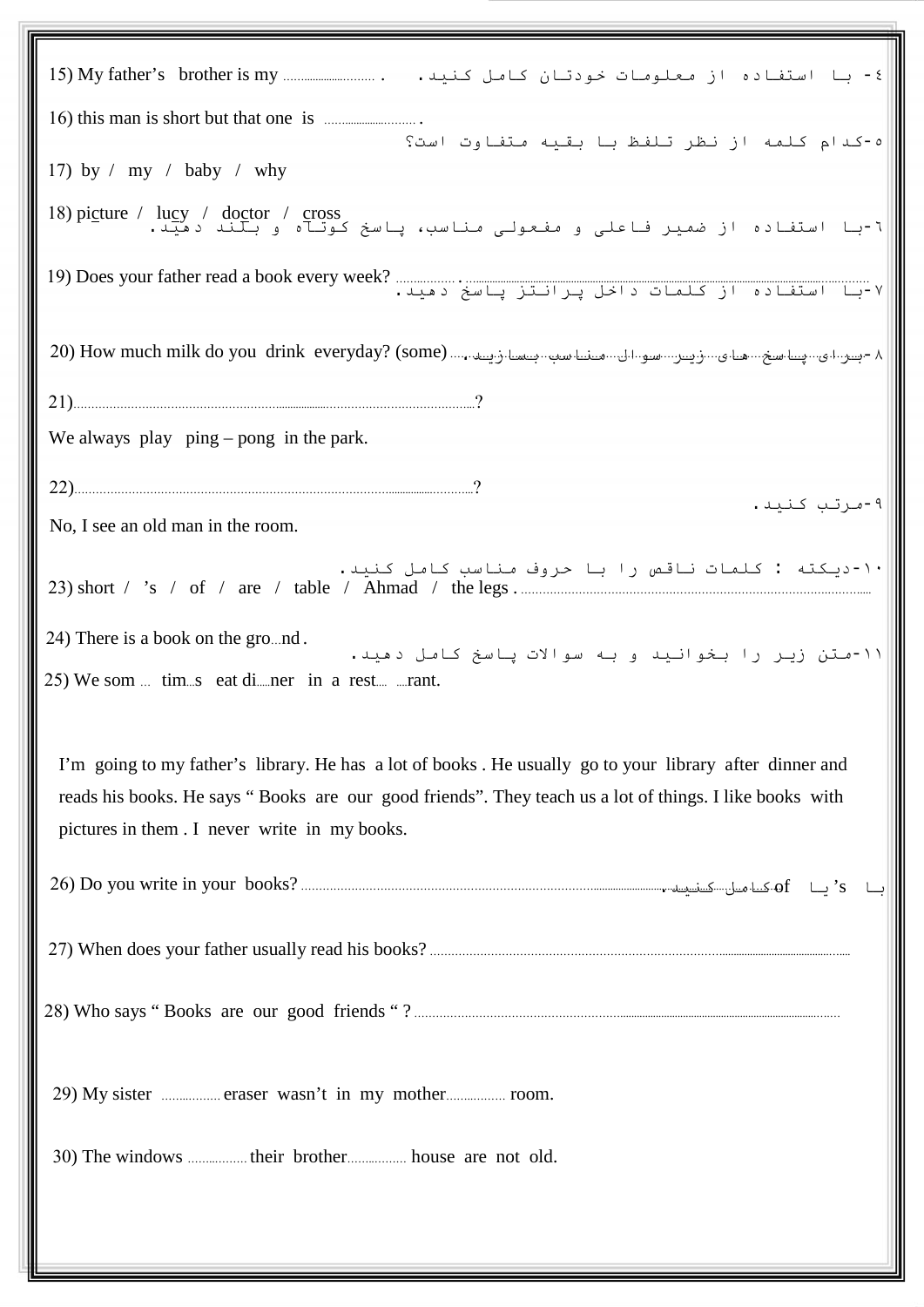۴- با استفاده از معلومات خودتان کامل کنید.

15) My father's brother is my ........................... .

16) this man is short but that one is ........................... .

۵-کدام کلمه از نظر تلفظ با بقیه متفاوت است؟

17) by / my / baby / why

18) picture / lucy / doctor / cross

۶-با استفاده از ضمیر فاعلی و مفعولی مناسب، پاسخ کوتاه و بلند دهید.

19) Does your father read a book every week? ................ : ..........................................................................................

۷-با استفاده از کلمات داخل پرانتز پاسخ دهید.

20) How much milk do you drink everyday? (some) ..................................................................................................

۸-برای پاسخ های زیر سوال مناسب بسازید.

21)................................................................................................................?

We always play ping – pong in the park.

22)................................................................................................................?

No, I see an old man in the room.

۹-مرتب کنید.

23) short / 's / of / are / table / Ahmad / the legs . ..................................................................................................

۱۰-دیکته : کلمات ناقص را با حروف مناسب کامل کنید.

24) There is a book on the gro...nd .

25) We som ... tim...s eat di.....ner in a rest.... ....rant.

۱۱-متن زیر را بخوانید و به سوالات پاسخ کامل دهید.

I'm going to my father's library. He has a lot of books . He usually go to your library after dinner and reads his books. He says " Books are our good friends". They teach us a lot of things. I like books with pictures in them . I never write in my books.

26) Do you write in your books? ..................................................................................................

27) When does your father usually read his books? ..................................................................................................

28) Who says " Books are our good friends " ? ..................................................................................................

با 's یا of کامل کنید.

29) My sister ................ eraser wasn't in my mother................ room.

30) The windows ................ their brother................ house are not old.